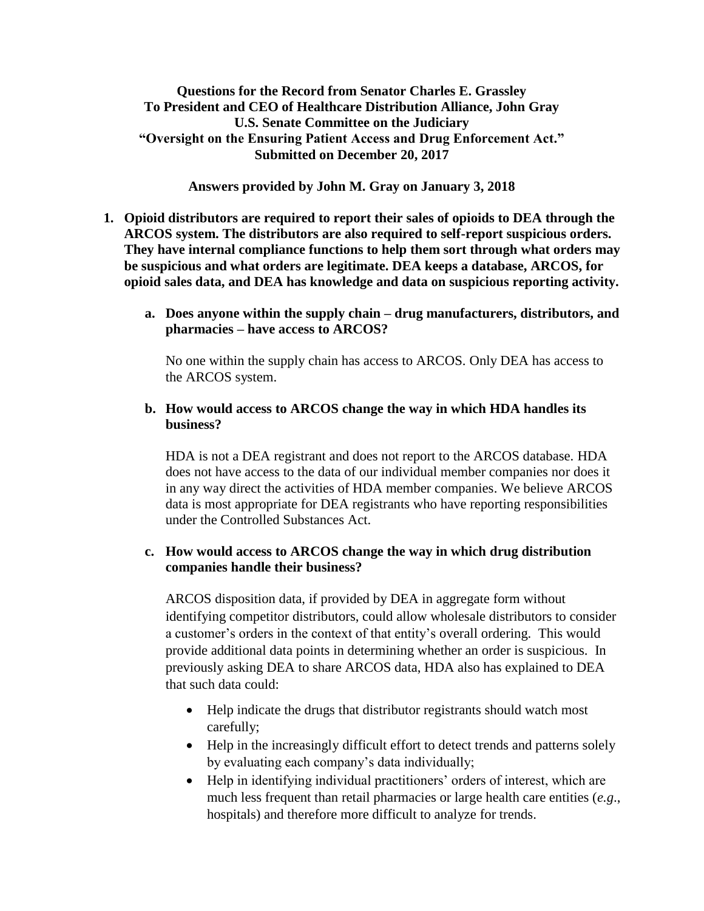**Questions for the Record from Senator Charles E. Grassley**
**To President and CEO of Healthcare Distribution Alliance, John Gray**
**U.S. Senate Committee on the Judiciary**
**"Oversight on the Ensuring Patient Access and Drug Enforcement Act."**
**Submitted on December 20, 2017**

**Answers provided by John M. Gray on January 3, 2018**

1. **Opioid distributors are required to report their sales of opioids to DEA through the ARCOS system. The distributors are also required to self-report suspicious orders. They have internal compliance functions to help them sort through what orders may be suspicious and what orders are legitimate. DEA keeps a database, ARCOS, for opioid sales data, and DEA has knowledge and data on suspicious reporting activity.**

   a. **Does anyone within the supply chain – drug manufacturers, distributors, and pharmacies – have access to ARCOS?**

      No one within the supply chain has access to ARCOS. Only DEA has access to the ARCOS system.

   b. **How would access to ARCOS change the way in which HDA handles its business?**

      HDA is not a DEA registrant and does not report to the ARCOS database. HDA does not have access to the data of our individual member companies nor does it in any way direct the activities of HDA member companies. We believe ARCOS data is most appropriate for DEA registrants who have reporting responsibilities under the Controlled Substances Act.

   c. **How would access to ARCOS change the way in which drug distribution companies handle their business?**

      ARCOS disposition data, if provided by DEA in aggregate form without identifying competitor distributors, could allow wholesale distributors to consider a customer's orders in the context of that entity's overall ordering. This would provide additional data points in determining whether an order is suspicious. In previously asking DEA to share ARCOS data, HDA also has explained to DEA that such data could:

      - Help indicate the drugs that distributor registrants should watch most carefully;
      - Help in the increasingly difficult effort to detect trends and patterns solely by evaluating each company's data individually;
      - Help in identifying individual practitioners' orders of interest, which are much less frequent than retail pharmacies or large health care entities (*e.g*., hospitals) and therefore more difficult to analyze for trends.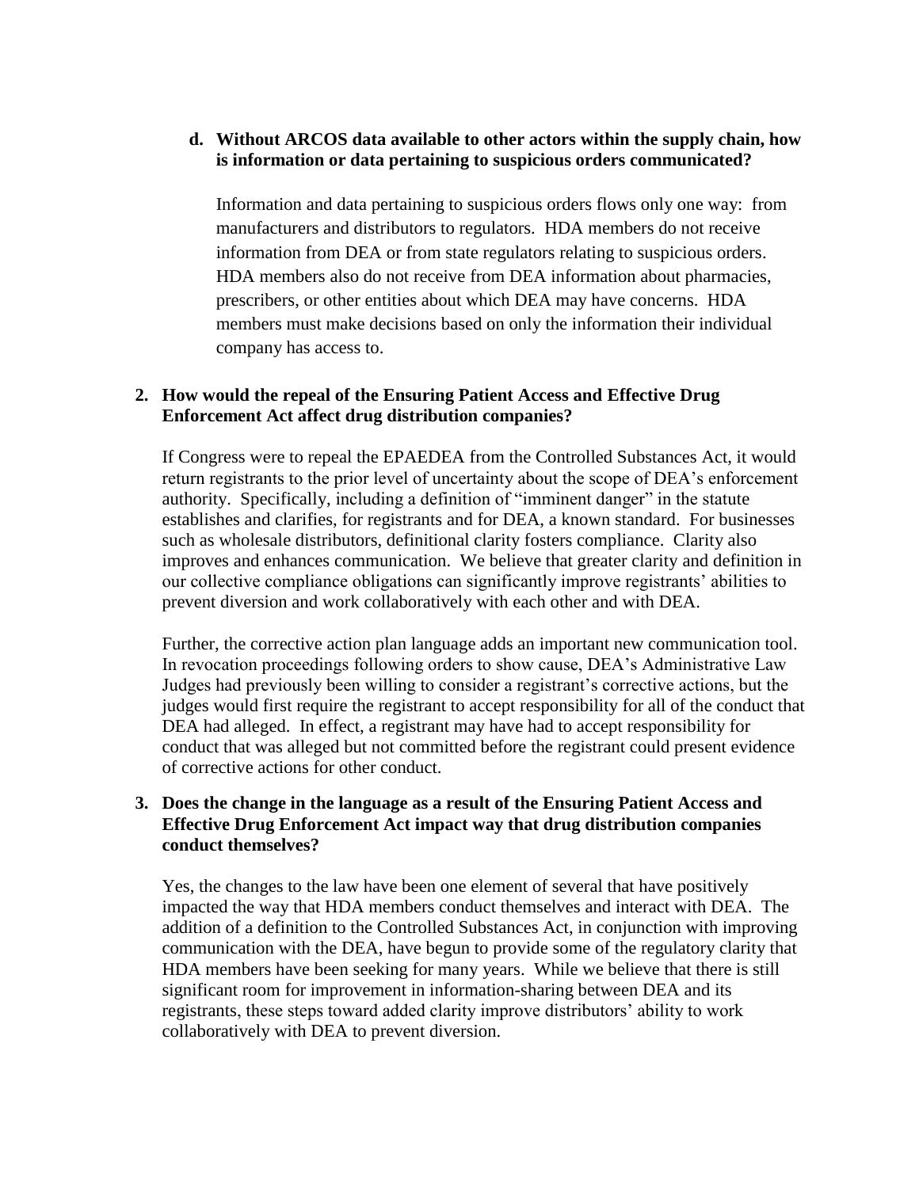**d. Without ARCOS data available to other actors within the supply chain, how is information or data pertaining to suspicious orders communicated?**

Information and data pertaining to suspicious orders flows only one way: from manufacturers and distributors to regulators. HDA members do not receive information from DEA or from state regulators relating to suspicious orders. HDA members also do not receive from DEA information about pharmacies, prescribers, or other entities about which DEA may have concerns. HDA members must make decisions based on only the information their individual company has access to.

**2. How would the repeal of the Ensuring Patient Access and Effective Drug Enforcement Act affect drug distribution companies?**

If Congress were to repeal the EPAEDEA from the Controlled Substances Act, it would return registrants to the prior level of uncertainty about the scope of DEA's enforcement authority. Specifically, including a definition of "imminent danger" in the statute establishes and clarifies, for registrants and for DEA, a known standard. For businesses such as wholesale distributors, definitional clarity fosters compliance. Clarity also improves and enhances communication. We believe that greater clarity and definition in our collective compliance obligations can significantly improve registrants' abilities to prevent diversion and work collaboratively with each other and with DEA.

Further, the corrective action plan language adds an important new communication tool. In revocation proceedings following orders to show cause, DEA's Administrative Law Judges had previously been willing to consider a registrant's corrective actions, but the judges would first require the registrant to accept responsibility for all of the conduct that DEA had alleged. In effect, a registrant may have had to accept responsibility for conduct that was alleged but not committed before the registrant could present evidence of corrective actions for other conduct.

**3. Does the change in the language as a result of the Ensuring Patient Access and Effective Drug Enforcement Act impact way that drug distribution companies conduct themselves?**

Yes, the changes to the law have been one element of several that have positively impacted the way that HDA members conduct themselves and interact with DEA. The addition of a definition to the Controlled Substances Act, in conjunction with improving communication with the DEA, have begun to provide some of the regulatory clarity that HDA members have been seeking for many years. While we believe that there is still significant room for improvement in information-sharing between DEA and its registrants, these steps toward added clarity improve distributors' ability to work collaboratively with DEA to prevent diversion.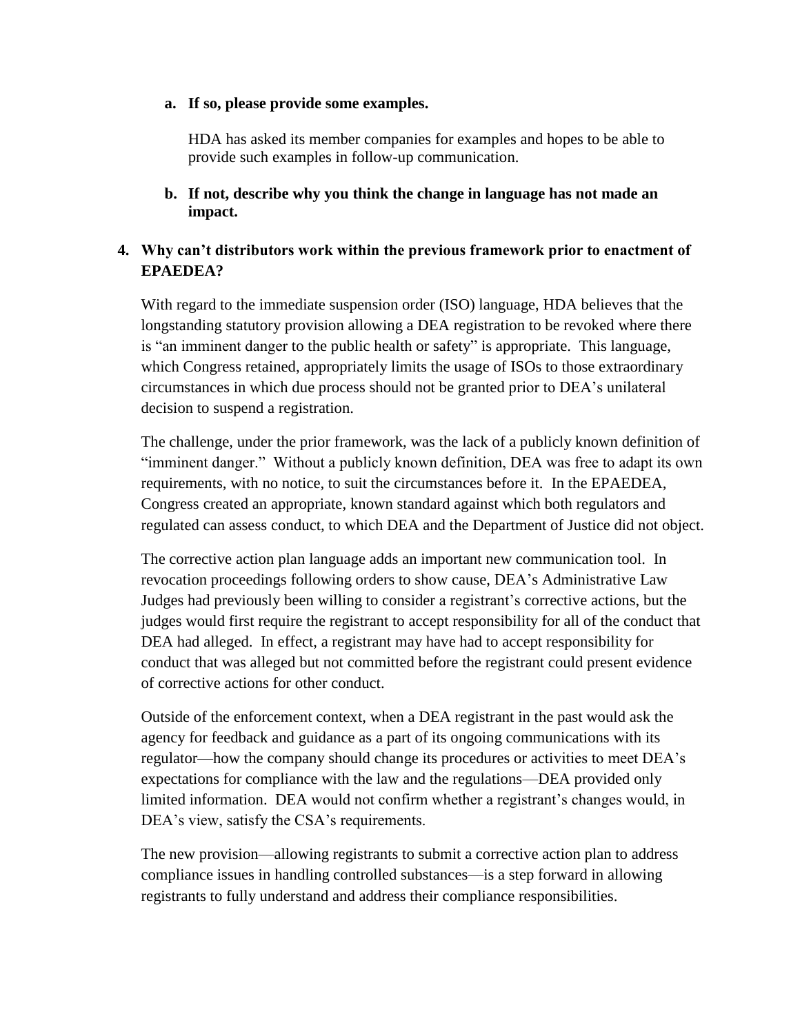**a. If so, please provide some examples.**

HDA has asked its member companies for examples and hopes to be able to provide such examples in follow-up communication.

**b. If not, describe why you think the change in language has not made an impact.**

**4. Why can't distributors work within the previous framework prior to enactment of EPAEDEA?**

With regard to the immediate suspension order (ISO) language, HDA believes that the longstanding statutory provision allowing a DEA registration to be revoked where there is "an imminent danger to the public health or safety" is appropriate. This language, which Congress retained, appropriately limits the usage of ISOs to those extraordinary circumstances in which due process should not be granted prior to DEA's unilateral decision to suspend a registration.

The challenge, under the prior framework, was the lack of a publicly known definition of "imminent danger." Without a publicly known definition, DEA was free to adapt its own requirements, with no notice, to suit the circumstances before it. In the EPAEDEA, Congress created an appropriate, known standard against which both regulators and regulated can assess conduct, to which DEA and the Department of Justice did not object.

The corrective action plan language adds an important new communication tool. In revocation proceedings following orders to show cause, DEA's Administrative Law Judges had previously been willing to consider a registrant's corrective actions, but the judges would first require the registrant to accept responsibility for all of the conduct that DEA had alleged. In effect, a registrant may have had to accept responsibility for conduct that was alleged but not committed before the registrant could present evidence of corrective actions for other conduct.

Outside of the enforcement context, when a DEA registrant in the past would ask the agency for feedback and guidance as a part of its ongoing communications with its regulator—how the company should change its procedures or activities to meet DEA's expectations for compliance with the law and the regulations—DEA provided only limited information. DEA would not confirm whether a registrant's changes would, in DEA's view, satisfy the CSA's requirements.

The new provision—allowing registrants to submit a corrective action plan to address compliance issues in handling controlled substances—is a step forward in allowing registrants to fully understand and address their compliance responsibilities.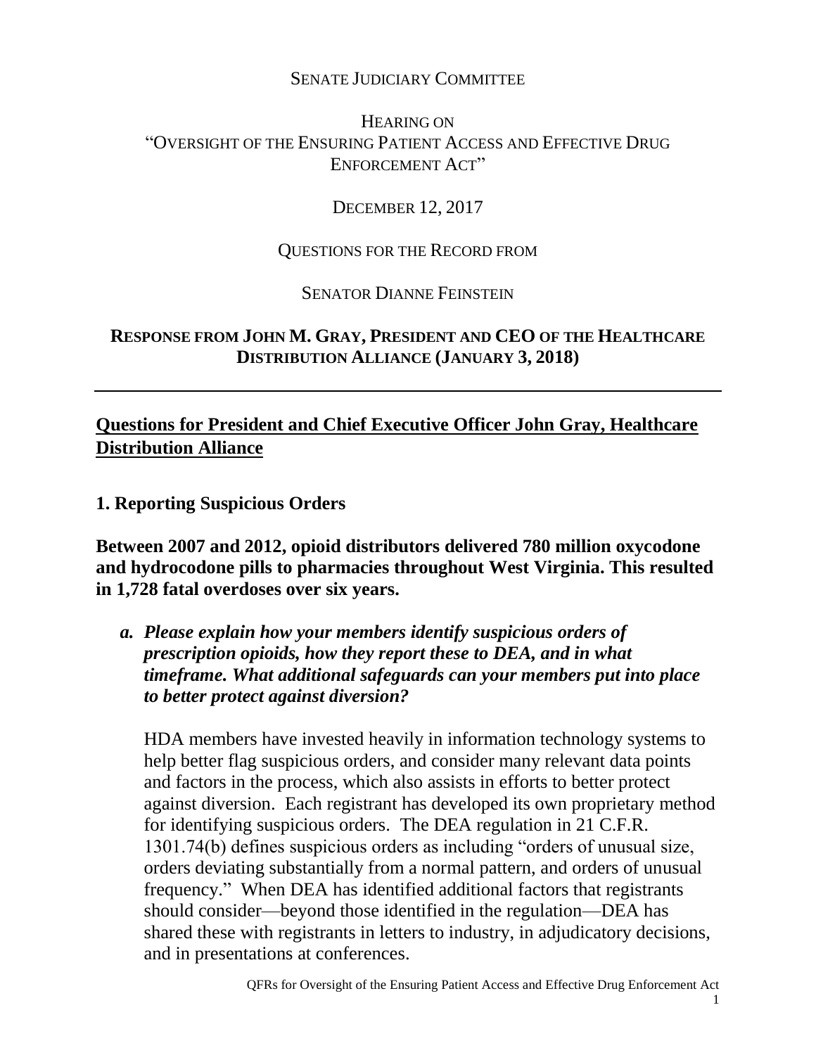SENATE JUDICIARY COMMITTEE

HEARING ON
"OVERSIGHT OF THE ENSURING PATIENT ACCESS AND EFFECTIVE DRUG ENFORCEMENT ACT"

DECEMBER 12, 2017

QUESTIONS FOR THE RECORD FROM

SENATOR DIANNE FEINSTEIN

**RESPONSE FROM JOHN M. GRAY, PRESIDENT AND CEO OF THE HEALTHCARE DISTRIBUTION ALLIANCE (JANUARY 3, 2018)**

---

## Questions for President and Chief Executive Officer John Gray, Healthcare Distribution Alliance

### 1. Reporting Suspicious Orders

**Between 2007 and 2012, opioid distributors delivered 780 million oxycodone and hydrocodone pills to pharmacies throughout West Virginia. This resulted in 1,728 fatal overdoses over six years.**

***a. Please explain how your members identify suspicious orders of prescription opioids, how they report these to DEA, and in what timeframe. What additional safeguards can your members put into place to better protect against diversion?***

HDA members have invested heavily in information technology systems to help better flag suspicious orders, and consider many relevant data points and factors in the process, which also assists in efforts to better protect against diversion. Each registrant has developed its own proprietary method for identifying suspicious orders. The DEA regulation in 21 C.F.R. 1301.74(b) defines suspicious orders as including "orders of unusual size, orders deviating substantially from a normal pattern, and orders of unusual frequency." When DEA has identified additional factors that registrants should consider—beyond those identified in the regulation—DEA has shared these with registrants in letters to industry, in adjudicatory decisions, and in presentations at conferences.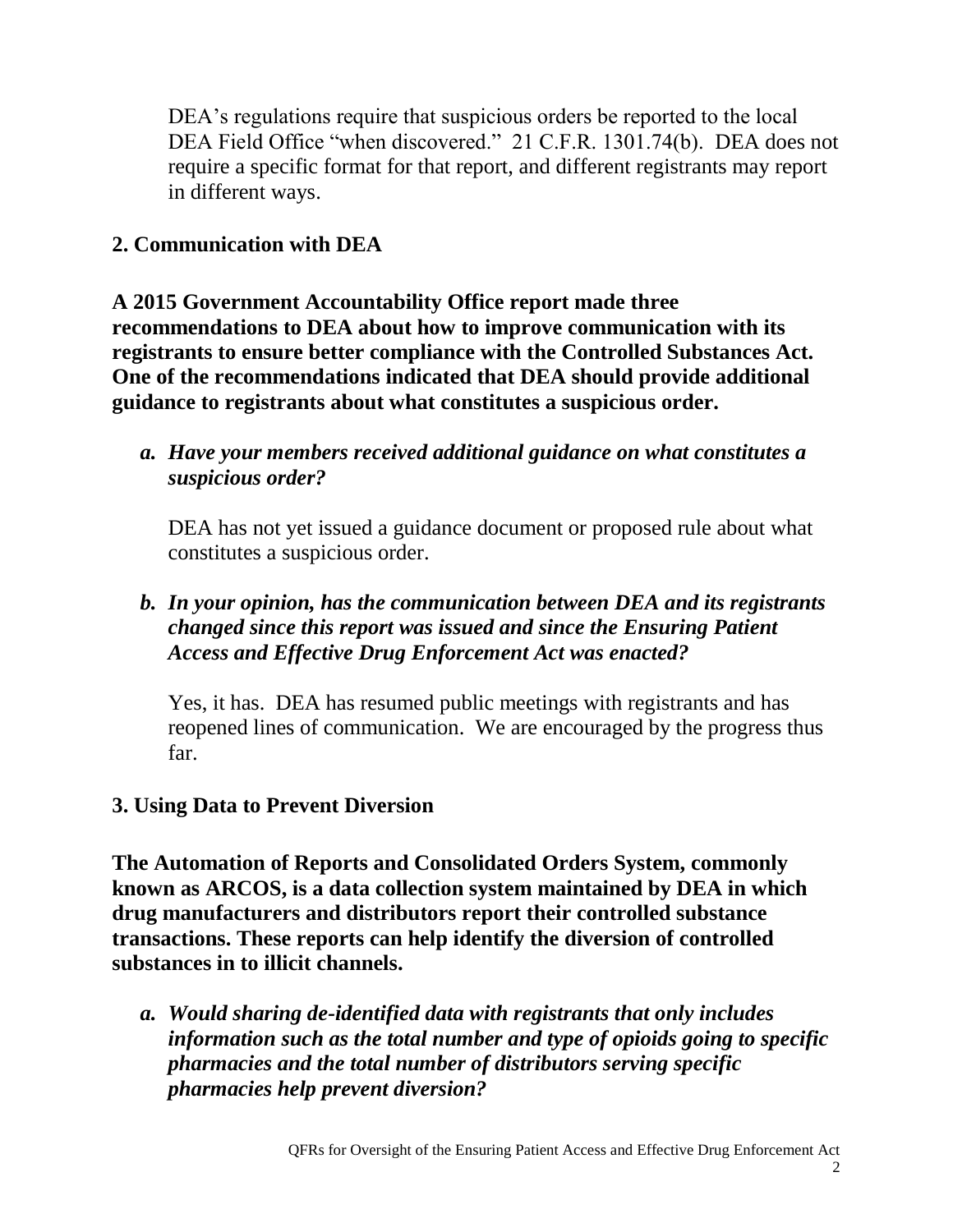DEA's regulations require that suspicious orders be reported to the local DEA Field Office "when discovered." 21 C.F.R. 1301.74(b). DEA does not require a specific format for that report, and different registrants may report in different ways.

## 2. Communication with DEA

**A 2015 Government Accountability Office report made three recommendations to DEA about how to improve communication with its registrants to ensure better compliance with the Controlled Substances Act. One of the recommendations indicated that DEA should provide additional guidance to registrants about what constitutes a suspicious order.**

a. ***Have your members received additional guidance on what constitutes a suspicious order?***

   DEA has not yet issued a guidance document or proposed rule about what constitutes a suspicious order.

b. ***In your opinion, has the communication between DEA and its registrants changed since this report was issued and since the Ensuring Patient Access and Effective Drug Enforcement Act was enacted?***

   Yes, it has. DEA has resumed public meetings with registrants and has reopened lines of communication. We are encouraged by the progress thus far.

## 3. Using Data to Prevent Diversion

**The Automation of Reports and Consolidated Orders System, commonly known as ARCOS, is a data collection system maintained by DEA in which drug manufacturers and distributors report their controlled substance transactions. These reports can help identify the diversion of controlled substances in to illicit channels.**

a. ***Would sharing de-identified data with registrants that only includes information such as the total number and type of opioids going to specific pharmacies and the total number of distributors serving specific pharmacies help prevent diversion?***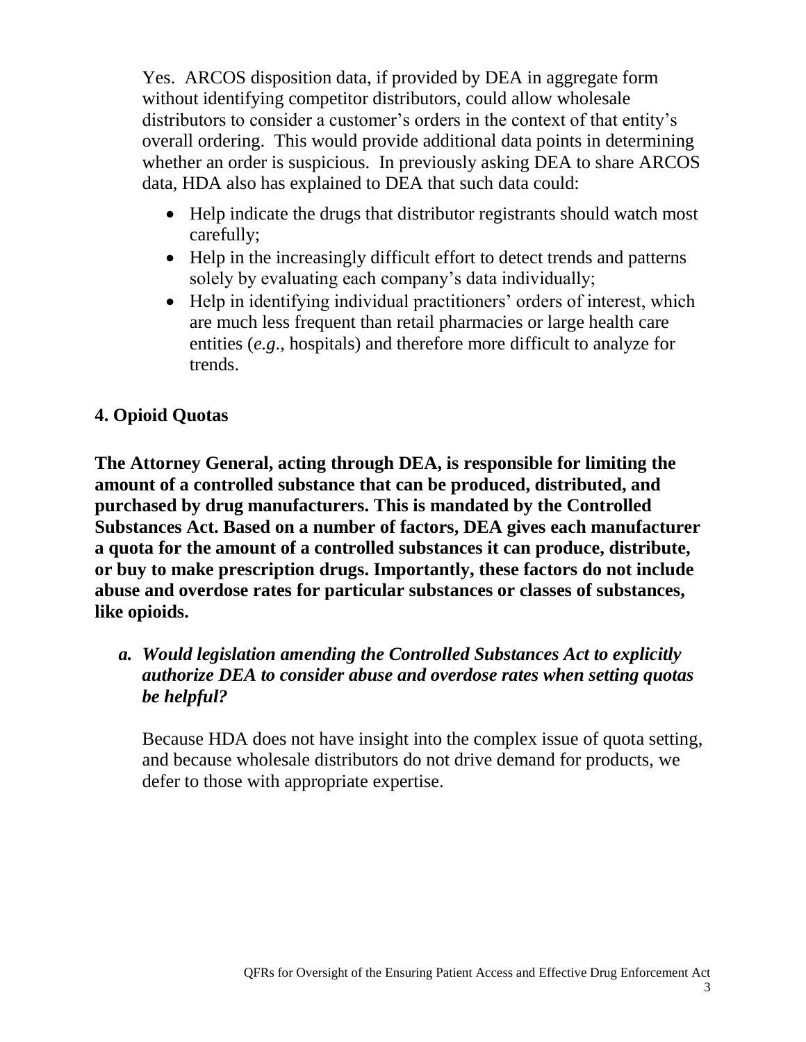Yes. ARCOS disposition data, if provided by DEA in aggregate form without identifying competitor distributors, could allow wholesale distributors to consider a customer's orders in the context of that entity's overall ordering. This would provide additional data points in determining whether an order is suspicious. In previously asking DEA to share ARCOS data, HDA also has explained to DEA that such data could:

- Help indicate the drugs that distributor registrants should watch most carefully;
- Help in the increasingly difficult effort to detect trends and patterns solely by evaluating each company's data individually;
- Help in identifying individual practitioners' orders of interest, which are much less frequent than retail pharmacies or large health care entities (*e.g*., hospitals) and therefore more difficult to analyze for trends.

## 4. Opioid Quotas

**The Attorney General, acting through DEA, is responsible for limiting the amount of a controlled substance that can be produced, distributed, and purchased by drug manufacturers. This is mandated by the Controlled Substances Act. Based on a number of factors, DEA gives each manufacturer a quota for the amount of a controlled substances it can produce, distribute, or buy to make prescription drugs. Importantly, these factors do not include abuse and overdose rates for particular substances or classes of substances, like opioids.**

***a. Would legislation amending the Controlled Substances Act to explicitly authorize DEA to consider abuse and overdose rates when setting quotas be helpful?***

Because HDA does not have insight into the complex issue of quota setting, and because wholesale distributors do not drive demand for products, we defer to those with appropriate expertise.